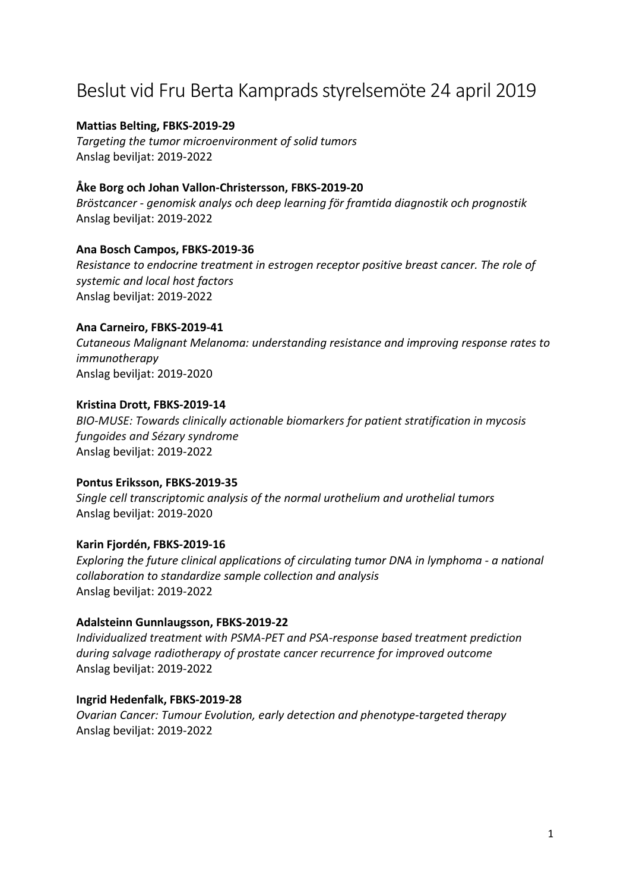# Beslut vid Fru Berta Kamprads styrelsemöte 24 april 2019

**Mattias Belting, FBKS-2019-29**
*Targeting the tumor microenvironment of solid tumors*
Anslag beviljat: 2019-2022

**Åke Borg och Johan Vallon-Christersson, FBKS-2019-20**
*Bröstcancer - genomisk analys och deep learning för framtida diagnostik och prognostik*
Anslag beviljat: 2019-2022

**Ana Bosch Campos, FBKS-2019-36**
*Resistance to endocrine treatment in estrogen receptor positive breast cancer. The role of systemic and local host factors*
Anslag beviljat: 2019-2022

**Ana Carneiro, FBKS-2019-41**
*Cutaneous Malignant Melanoma: understanding resistance and improving response rates to immunotherapy*
Anslag beviljat: 2019-2020

**Kristina Drott, FBKS-2019-14**
*BIO-MUSE: Towards clinically actionable biomarkers for patient stratification in mycosis fungoides and Sézary syndrome*
Anslag beviljat: 2019-2022

**Pontus Eriksson, FBKS-2019-35**
*Single cell transcriptomic analysis of the normal urothelium and urothelial tumors*
Anslag beviljat: 2019-2020

**Karin Fjordén, FBKS-2019-16**
*Exploring the future clinical applications of circulating tumor DNA in lymphoma - a national collaboration to standardize sample collection and analysis*
Anslag beviljat: 2019-2022

**Adalsteinn Gunnlaugsson, FBKS-2019-22**
*Individualized treatment with PSMA-PET and PSA-response based treatment prediction during salvage radiotherapy of prostate cancer recurrence for improved outcome*
Anslag beviljat: 2019-2022

**Ingrid Hedenfalk, FBKS-2019-28**
*Ovarian Cancer: Tumour Evolution, early detection and phenotype-targeted therapy*
Anslag beviljat: 2019-2022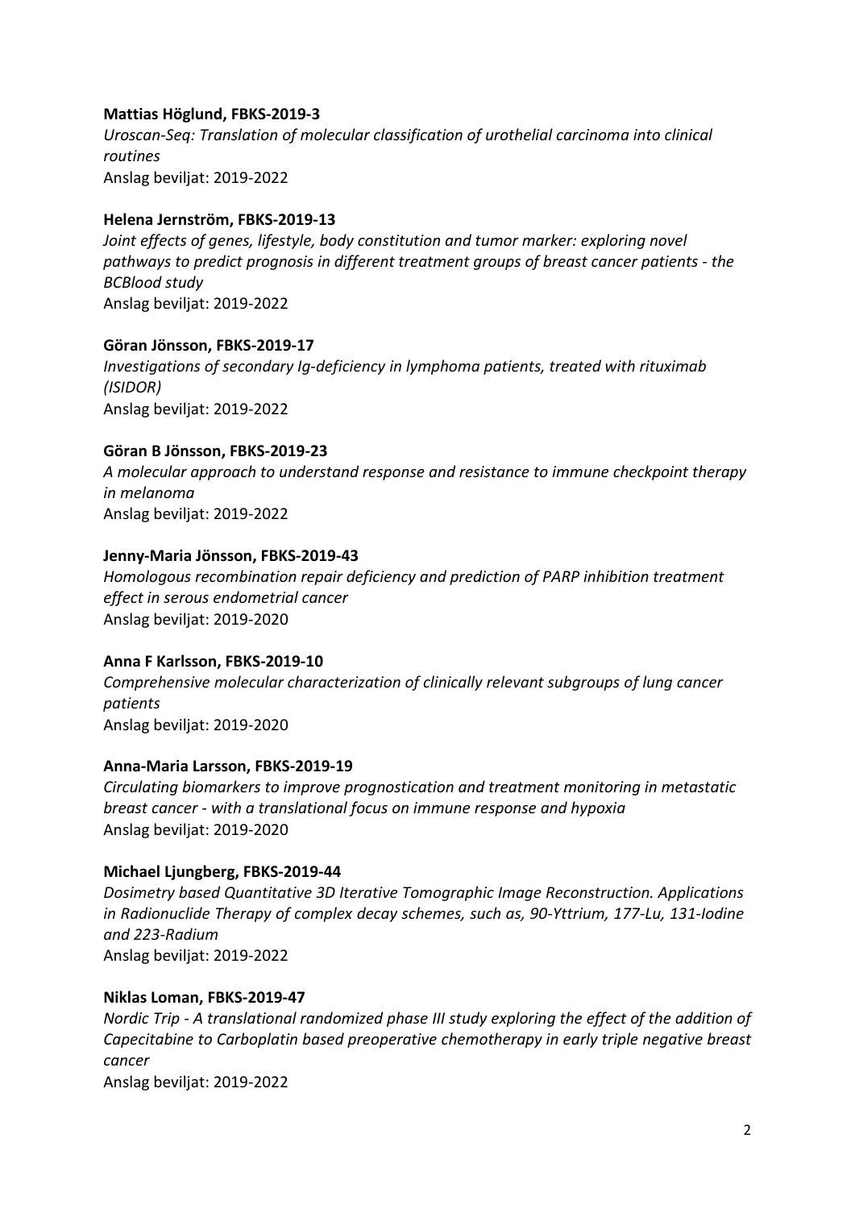**Mattias Höglund, FBKS-2019-3**
*Uroscan-Seq: Translation of molecular classification of urothelial carcinoma into clinical routines*
Anslag beviljat: 2019-2022

**Helena Jernström, FBKS-2019-13**
*Joint effects of genes, lifestyle, body constitution and tumor marker: exploring novel pathways to predict prognosis in different treatment groups of breast cancer patients - the BCBlood study*
Anslag beviljat: 2019-2022

**Göran Jönsson, FBKS-2019-17**
*Investigations of secondary Ig-deficiency in lymphoma patients, treated with rituximab (ISIDOR)*
Anslag beviljat: 2019-2022

**Göran B Jönsson, FBKS-2019-23**
*A molecular approach to understand response and resistance to immune checkpoint therapy in melanoma*
Anslag beviljat: 2019-2022

**Jenny-Maria Jönsson, FBKS-2019-43**
*Homologous recombination repair deficiency and prediction of PARP inhibition treatment effect in serous endometrial cancer*
Anslag beviljat: 2019-2020

**Anna F Karlsson, FBKS-2019-10**
*Comprehensive molecular characterization of clinically relevant subgroups of lung cancer patients*
Anslag beviljat: 2019-2020

**Anna-Maria Larsson, FBKS-2019-19**
*Circulating biomarkers to improve prognostication and treatment monitoring in metastatic breast cancer - with a translational focus on immune response and hypoxia*
Anslag beviljat: 2019-2020

**Michael Ljungberg, FBKS-2019-44**
*Dosimetry based Quantitative 3D Iterative Tomographic Image Reconstruction. Applications in Radionuclide Therapy of complex decay schemes, such as, 90-Yttrium, 177-Lu, 131-Iodine and 223-Radium*
Anslag beviljat: 2019-2022

**Niklas Loman, FBKS-2019-47**
*Nordic Trip - A translational randomized phase III study exploring the effect of the addition of Capecitabine to Carboplatin based preoperative chemotherapy in early triple negative breast cancer*
Anslag beviljat: 2019-2022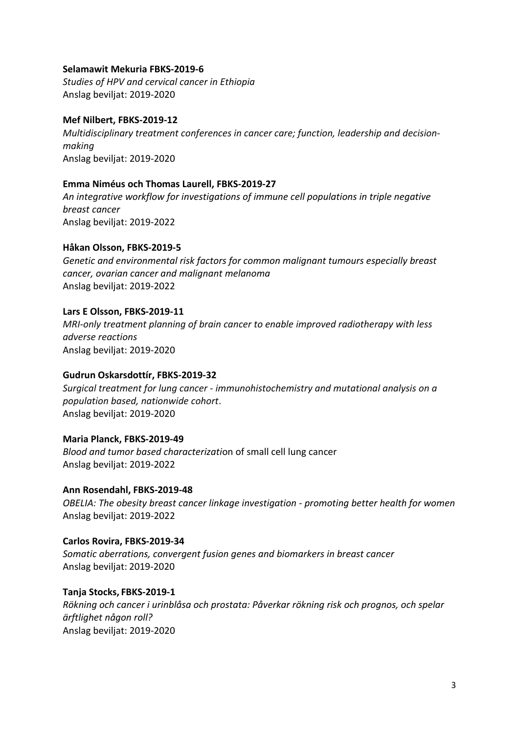**Selamawit Mekuria FBKS-2019-6**
*Studies of HPV and cervical cancer in Ethiopia*
Anslag beviljat: 2019-2020

**Mef Nilbert, FBKS-2019-12**
*Multidisciplinary treatment conferences in cancer care; function, leadership and decision-making*
Anslag beviljat: 2019-2020

**Emma Niméus och Thomas Laurell, FBKS-2019-27**
*An integrative workflow for investigations of immune cell populations in triple negative breast cancer*
Anslag beviljat: 2019-2022

**Håkan Olsson, FBKS-2019-5**
*Genetic and environmental risk factors for common malignant tumours especially breast cancer, ovarian cancer and malignant melanoma*
Anslag beviljat: 2019-2022

**Lars E Olsson, FBKS-2019-11**
*MRI-only treatment planning of brain cancer to enable improved radiotherapy with less adverse reactions*
Anslag beviljat: 2019-2020

**Gudrun Oskarsdottír, FBKS-2019-32**
*Surgical treatment for lung cancer - immunohistochemistry and mutational analysis on a population based, nationwide cohort*.
Anslag beviljat: 2019-2020

**Maria Planck, FBKS-2019-49**
*Blood and tumor based characterizati*on of small cell lung cancer
Anslag beviljat: 2019-2022

**Ann Rosendahl, FBKS-2019-48**
*OBELIA: The obesity breast cancer linkage investigation - promoting better health for women*
Anslag beviljat: 2019-2022

**Carlos Rovira, FBKS-2019-34**
*Somatic aberrations, convergent fusion genes and biomarkers in breast cancer*
Anslag beviljat: 2019-2020

**Tanja Stocks, FBKS-2019-1**
*Rökning och cancer i urinblåsa och prostata: Påverkar rökning risk och prognos, och spelar ärftlighet någon roll?*
Anslag beviljat: 2019-2020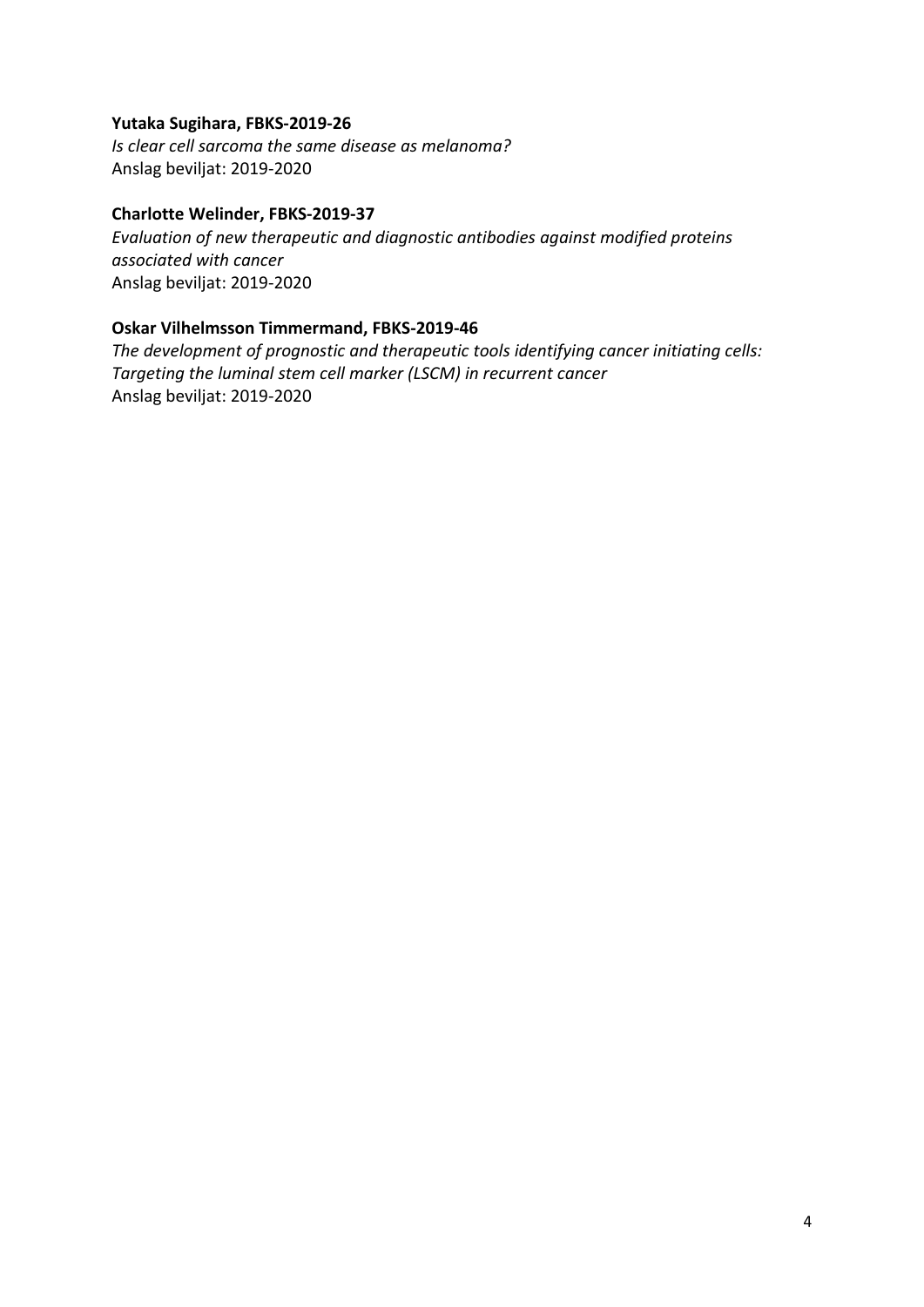**Yutaka Sugihara, FBKS-2019-26**
*Is clear cell sarcoma the same disease as melanoma?*
Anslag beviljat: 2019-2020

**Charlotte Welinder, FBKS-2019-37**
*Evaluation of new therapeutic and diagnostic antibodies against modified proteins associated with cancer*
Anslag beviljat: 2019-2020

**Oskar Vilhelmsson Timmermand, FBKS-2019-46**
*The development of prognostic and therapeutic tools identifying cancer initiating cells: Targeting the luminal stem cell marker (LSCM) in recurrent cancer*
Anslag beviljat: 2019-2020